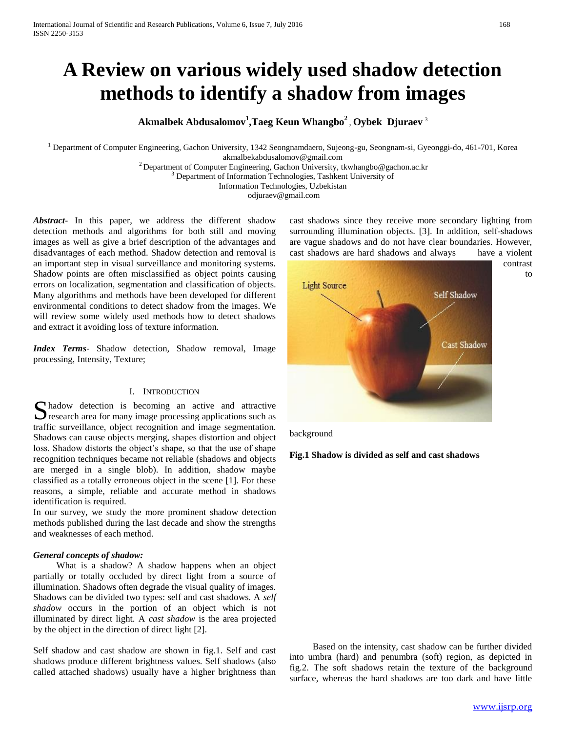# A Review on various widely used shadow detection methods to identify a shadow from images

**Akmalbek Abdusalomov[1], Taeg Keun Whangbo[2], Oybek Djuraev[3]**

[1] Department of Computer Engineering, Gachon University, 1342 Seongnamdaero, Sujeong-gu, Seongnam-si, Gyeonggi-do, 461-701, Korea akmalbekabdusalomov@gmail.com

[2] Department of Computer Engineering, Gachon University, tkwhangbo@gachon.ac.kr

[3] Department of Information Technologies, Tashkent University of Information Technologies, Uzbekistan odjuraev@gmail.com

***Abstract*-** In this paper, we address the different shadow detection methods and algorithms for both still and moving images as well as give a brief description of the advantages and disadvantages of each method. Shadow detection and removal is an important step in visual surveillance and monitoring systems. Shadow points are often misclassified as object points causing errors on localization, segmentation and classification of objects. Many algorithms and methods have been developed for different environmental conditions to detect shadow from the images. We will review some widely used methods how to detect shadows and extract it avoiding loss of texture information.

***Index Terms*-** Shadow detection, Shadow removal, Image processing, Intensity, Texture;

## I. Introduction

Shadow detection is becoming an active and attractive research area for many image processing applications such as traffic surveillance, object recognition and image segmentation. Shadows can cause objects merging, shapes distortion and object loss. Shadow distorts the object's shape, so that the use of shape recognition techniques became not reliable (shadows and objects are merged in a single blob). In addition, shadow maybe classified as a totally erroneous object in the scene [1]. For these reasons, a simple, reliable and accurate method in shadows identification is required.

In our survey, we study the more prominent shadow detection methods published during the last decade and show the strengths and weaknesses of each method.

### *General concepts of shadow:*

What is a shadow? A shadow happens when an object partially or totally occluded by direct light from a source of illumination. Shadows often degrade the visual quality of images. Shadows can be divided two types: self and cast shadows. A *self shadow* occurs in the portion of an object which is not illuminated by direct light. A *cast shadow* is the area projected by the object in the direction of direct light [2].

Self shadow and cast shadow are shown in fig.1. Self and cast shadows produce different brightness values. Self shadows (also called attached shadows) usually have a higher brightness than cast shadows since they receive more secondary lighting from surrounding illumination objects. [3]. In addition, self-shadows are vague shadows and do not have clear boundaries. However, cast shadows are hard shadows and always have a violent contrast to background

**Fig.1 Shadow is divided as self and cast shadows**

Based on the intensity, cast shadow can be further divided into umbra (hard) and penumbra (soft) region, as depicted in fig.2. The soft shadows retain the texture of the background surface, whereas the hard shadows are too dark and have little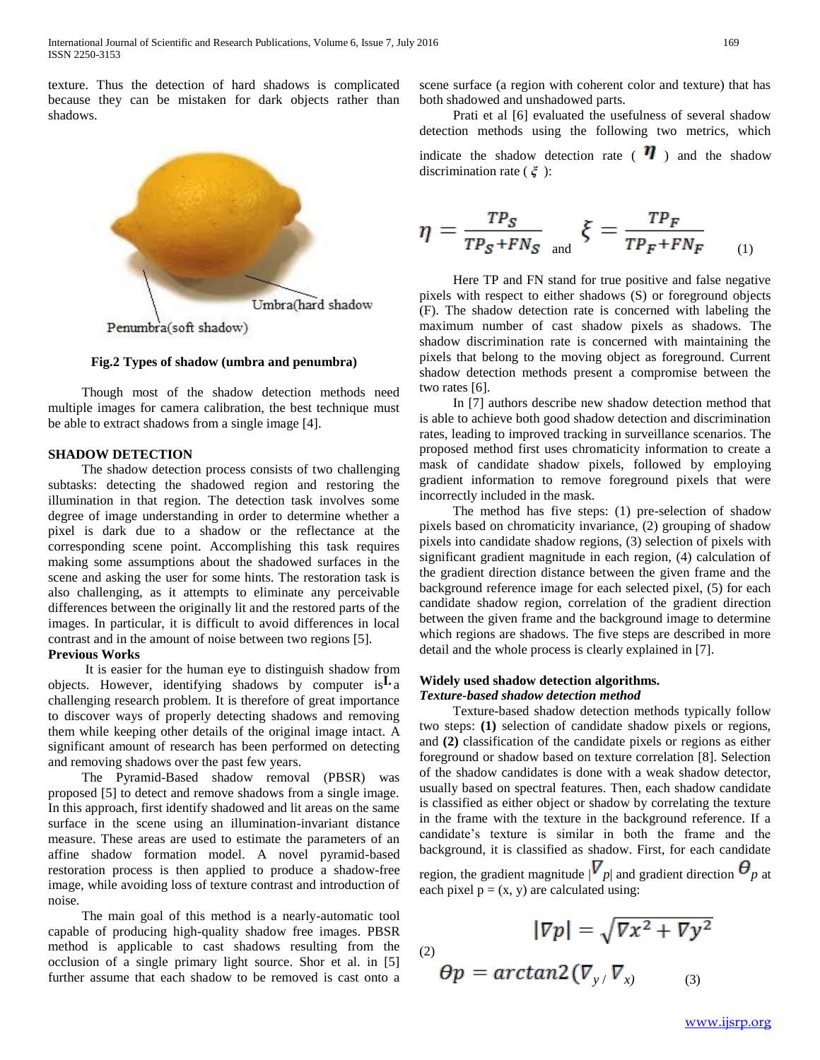texture. Thus the detection of hard shadows is complicated because they can be mistaken for dark objects rather than shadows.

Umbra(hard shadow

Penumbra(soft shadow)

**Fig.2 Types of shadow (umbra and penumbra)**

Though most of the shadow detection methods need multiple images for camera calibration, the best technique must be able to extract shadows from a single image [4].

## SHADOW DETECTION

The shadow detection process consists of two challenging subtasks: detecting the shadowed region and restoring the illumination in that region. The detection task involves some degree of image understanding in order to determine whether a pixel is dark due to a shadow or the reflectance at the corresponding scene point. Accomplishing this task requires making some assumptions about the shadowed surfaces in the scene and asking the user for some hints. The restoration task is also challenging, as it attempts to eliminate any perceivable differences between the originally lit and the restored parts of the images. In particular, it is difficult to avoid differences in local contrast and in the amount of noise between two regions [5].

**Previous Works**

It is easier for the human eye to distinguish shadow from objects. However, identifying shadows by computer is**I.** a challenging research problem. It is therefore of great importance to discover ways of properly detecting shadows and removing them while keeping other details of the original image intact. A significant amount of research has been performed on detecting and removing shadows over the past few years.

The Pyramid-Based shadow removal (PBSR) was proposed [5] to detect and remove shadows from a single image. In this approach, first identify shadowed and lit areas on the same surface in the scene using an illumination-invariant distance measure. These areas are used to estimate the parameters of an affine shadow formation model. A novel pyramid-based restoration process is then applied to produce a shadow-free image, while avoiding loss of texture contrast and introduction of noise.

The main goal of this method is a nearly-automatic tool capable of producing high-quality shadow free images. PBSR method is applicable to cast shadows resulting from the occlusion of a single primary light source. Shor et al. in [5] further assume that each shadow to be removed is cast onto a scene surface (a region with coherent color and texture) that has both shadowed and unshadowed parts.

Prati et al [6] evaluated the usefulness of several shadow detection methods using the following two metrics, which indicate the shadow detection rate ( $\eta$ ) and the shadow discrimination rate ( $\xi$ ):

$$\eta = \frac{TP_S}{TP_S + FN_S} \quad \text{and} \quad \xi = \frac{TP_F}{TP_F + FN_F} \qquad (1)$$

Here TP and FN stand for true positive and false negative pixels with respect to either shadows (S) or foreground objects (F). The shadow detection rate is concerned with labeling the maximum number of cast shadow pixels as shadows. The shadow discrimination rate is concerned with maintaining the pixels that belong to the moving object as foreground. Current shadow detection methods present a compromise between the two rates [6].

In [7] authors describe new shadow detection method that is able to achieve both good shadow detection and discrimination rates, leading to improved tracking in surveillance scenarios. The proposed method first uses chromaticity information to create a mask of candidate shadow pixels, followed by employing gradient information to remove foreground pixels that were incorrectly included in the mask.

The method has five steps: (1) pre-selection of shadow pixels based on chromaticity invariance, (2) grouping of shadow pixels into candidate shadow regions, (3) selection of pixels with significant gradient magnitude in each region, (4) calculation of the gradient direction distance between the given frame and the background reference image for each selected pixel, (5) for each candidate shadow region, correlation of the gradient direction between the given frame and the background image to determine which regions are shadows. The five steps are described in more detail and the whole process is clearly explained in [7].

### Widely used shadow detection algorithms.

***Texture-based shadow detection method***

Texture-based shadow detection methods typically follow two steps: **(1)** selection of candidate shadow pixels or regions, and **(2)** classification of the candidate pixels or regions as either foreground or shadow based on texture correlation [8]. Selection of the shadow candidates is done with a weak shadow detector, usually based on spectral features. Then, each shadow candidate is classified as either object or shadow by correlating the texture in the frame with the texture in the background reference. If a candidate's texture is similar in both the frame and the background, it is classified as shadow. First, for each candidate region, the gradient magnitude $|\nabla p|$ and gradient direction $\theta_p$ at each pixel p = (x, y) are calculated using:

$$|\nabla p| = \sqrt{\nabla x^2 + \nabla y^2} \qquad (2)$$

$$\theta p = arctan2(\nabla_y / \nabla_x) \qquad (3)$$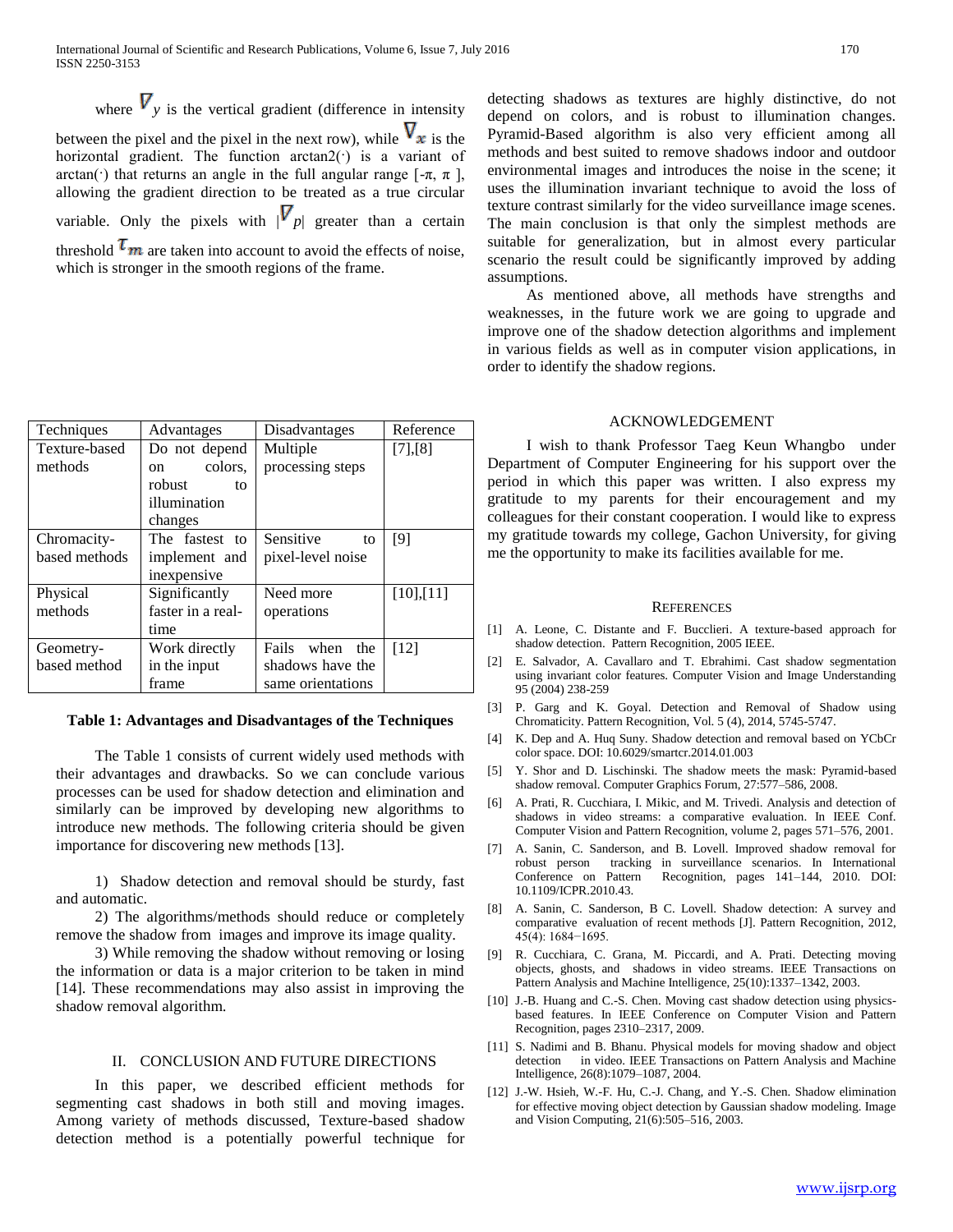where $\nabla_y$ is the vertical gradient (difference in intensity between the pixel and the pixel in the next row), while $\nabla_x$ is the horizontal gradient. The function arctan2(·) is a variant of arctan(·) that returns an angle in the full angular range [-π, π ], allowing the gradient direction to be treated as a true circular variable. Only the pixels with $|\nabla_p|$ greater than a certain threshold $\tau_m$ are taken into account to avoid the effects of noise, which is stronger in the smooth regions of the frame.

| Techniques | Advantages | Disadvantages | Reference |
|---|---|---|---|
| Texture-based methods | Do not depend on colors, robust to illumination changes | Multiple processing steps | [7],[8] |
| Chromacity-based methods | The fastest to implement and inexpensive | Sensitive to pixel-level noise | [9] |
| Physical methods | Significantly faster in a real-time | Need more operations | [10],[11] |
| Geometry-based method | Work directly in the input frame | Fails when the shadows have the same orientations | [12] |

**Table 1: Advantages and Disadvantages of the Techniques**

The Table 1 consists of current widely used methods with their advantages and drawbacks. So we can conclude various processes can be used for shadow detection and elimination and similarly can be improved by developing new algorithms to introduce new methods. The following criteria should be given importance for discovering new methods [13].

1) Shadow detection and removal should be sturdy, fast and automatic.

2) The algorithms/methods should reduce or completely remove the shadow from images and improve its image quality.

3) While removing the shadow without removing or losing the information or data is a major criterion to be taken in mind [14]. These recommendations may also assist in improving the shadow removal algorithm.

## II. Conclusion and Future Directions

In this paper, we described efficient methods for segmenting cast shadows in both still and moving images. Among variety of methods discussed, Texture-based shadow detection method is a potentially powerful technique for detecting shadows as textures are highly distinctive, do not depend on colors, and is robust to illumination changes. Pyramid-Based algorithm is also very efficient among all methods and best suited to remove shadows indoor and outdoor environmental images and introduces the noise in the scene; it uses the illumination invariant technique to avoid the loss of texture contrast similarly for the video surveillance image scenes. The main conclusion is that only the simplest methods are suitable for generalization, but in almost every particular scenario the result could be significantly improved by adding assumptions.

As mentioned above, all methods have strengths and weaknesses, in the future work we are going to upgrade and improve one of the shadow detection algorithms and implement in various fields as well as in computer vision applications, in order to identify the shadow regions.

## Acknowledgement

I wish to thank Professor Taeg Keun Whangbo under Department of Computer Engineering for his support over the period in which this paper was written. I also express my gratitude to my parents for their encouragement and my colleagues for their constant cooperation. I would like to express my gratitude towards my college, Gachon University, for giving me the opportunity to make its facilities available for me.

## References

[1] A. Leone, C. Distante and F. Bucclieri. A texture-based approach for shadow detection. Pattern Recognition, 2005 IEEE.

[2] E. Salvador, A. Cavallaro and T. Ebrahimi. Cast shadow segmentation using invariant color features. Computer Vision and Image Understanding 95 (2004) 238-259

[3] P. Garg and K. Goyal. Detection and Removal of Shadow using Chromaticity. Pattern Recognition, Vol. 5 (4), 2014, 5745-5747.

[4] K. Dep and A. Huq Suny. Shadow detection and removal based on YCbCr color space. DOI: 10.6029/smartcr.2014.01.003

[5] Y. Shor and D. Lischinski. The shadow meets the mask: Pyramid-based shadow removal. Computer Graphics Forum, 27:577–586, 2008.

[6] A. Prati, R. Cucchiara, I. Mikic, and M. Trivedi. Analysis and detection of shadows in video streams: a comparative evaluation. In IEEE Conf. Computer Vision and Pattern Recognition, volume 2, pages 571–576, 2001.

[7] A. Sanin, C. Sanderson, and B. Lovell. Improved shadow removal for robust person tracking in surveillance scenarios. In International Conference on Pattern Recognition, pages 141–144, 2010. DOI: 10.1109/ICPR.2010.43.

[8] A. Sanin, C. Sanderson, B C. Lovell. Shadow detection: A survey and comparative evaluation of recent methods [J]. Pattern Recognition, 2012, 45(4): 1684−1695.

[9] R. Cucchiara, C. Grana, M. Piccardi, and A. Prati. Detecting moving objects, ghosts, and shadows in video streams. IEEE Transactions on Pattern Analysis and Machine Intelligence, 25(10):1337–1342, 2003.

[10] J.-B. Huang and C.-S. Chen. Moving cast shadow detection using physics-based features. In IEEE Conference on Computer Vision and Pattern Recognition, pages 2310–2317, 2009.

[11] S. Nadimi and B. Bhanu. Physical models for moving shadow and object detection in video. IEEE Transactions on Pattern Analysis and Machine Intelligence, 26(8):1079–1087, 2004.

[12] J.-W. Hsieh, W.-F. Hu, C.-J. Chang, and Y.-S. Chen. Shadow elimination for effective moving object detection by Gaussian shadow modeling. Image and Vision Computing, 21(6):505–516, 2003.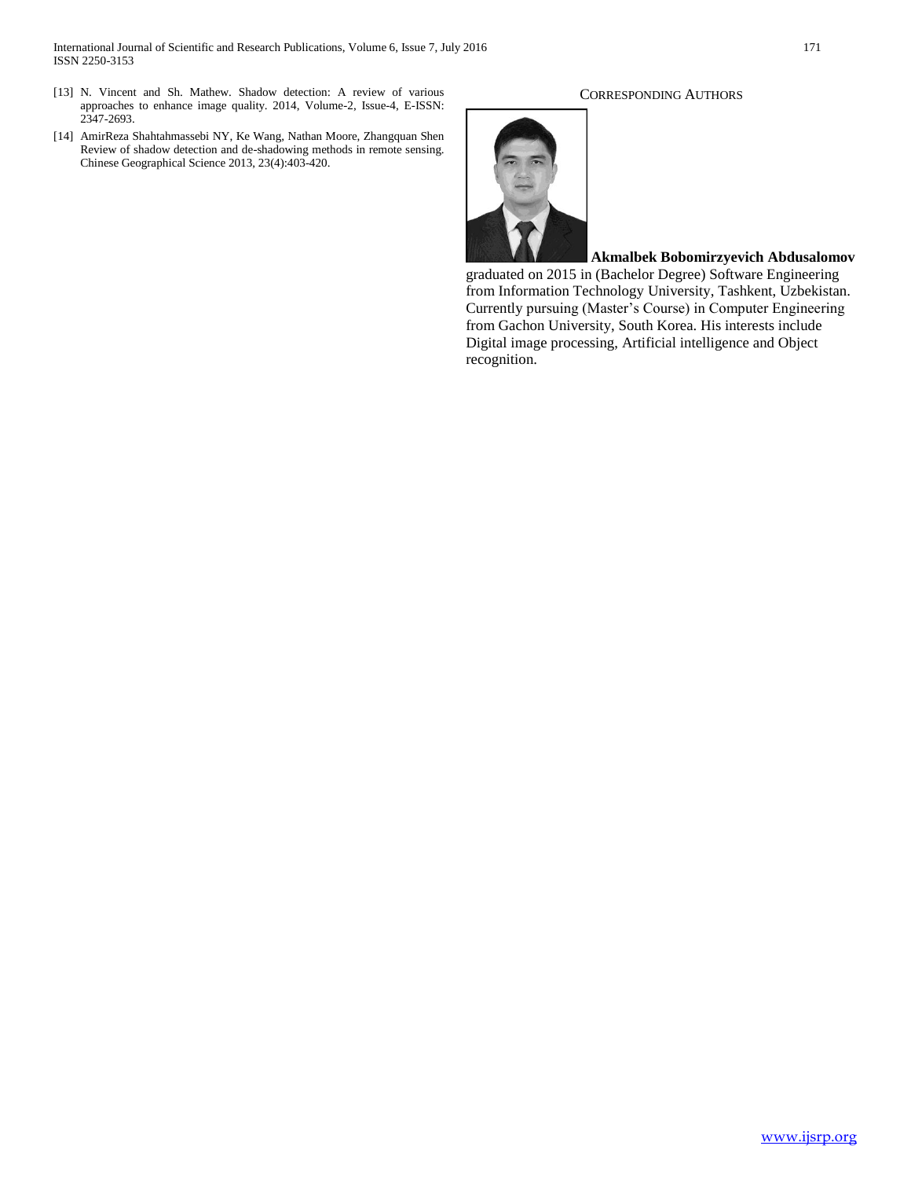[13] N. Vincent and Sh. Mathew. Shadow detection: A review of various approaches to enhance image quality. 2014, Volume-2, Issue-4, E-ISSN: 2347-2693.

[14] AmirReza Shahtahmassebi NY, Ke Wang, Nathan Moore, Zhangquan Shen Review of shadow detection and de-shadowing methods in remote sensing. Chinese Geographical Science 2013, 23(4):403-420.

## CORRESPONDING AUTHORS

**Akmalbek Bobomirzyevich Abdusalomov** graduated on 2015 in (Bachelor Degree) Software Engineering from Information Technology University, Tashkent, Uzbekistan. Currently pursuing (Master's Course) in Computer Engineering from Gachon University, South Korea. His interests include Digital image processing, Artificial intelligence and Object recognition.